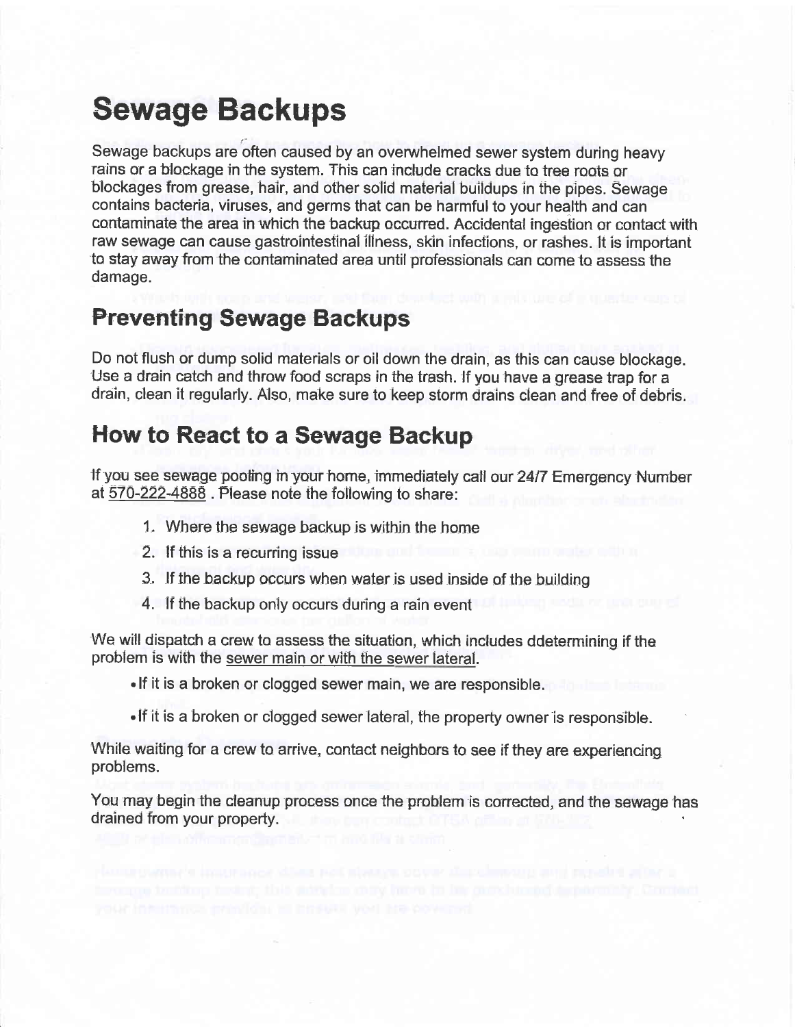# Sewage Backups

Sewage backups are often caused by an overwhelmed sewer system during heavy rains or a blockage in the system. This can include cracks due to tree roots or blockages from grease, hair, and other solid material buildups in the pipes. Sewage contains bacteria, viruses, and germs that can be harmful to your health and can contaminate the area in which the backup occurred. Accidental ingestion or contact with raw sewage can cause gastrointestinal illness, skin infections, or rashes. It is important to stay away from the contaminated area until professionals can come to assess the damage.

## Preventing Sewage Backups

Do not flush or dump solid materials or oil down the drain, as this can cause blockage. Use a drain catch and throw food scraps in the trash. If you have a grease trap for a drain, clean it regularly. Also, make sure to keep storm drains clean and free of debris.

## How to React to a Sewage Backup

If you see sewage pooling in your home, immediately call our 24/7 Emergency Number at 570-222-4888 . Please note the following to share:

1. Where the sewage backup is within the home
2. If this is a recurring issue
3. If the backup occurs when water is used inside of the building
4. If the backup only occurs during a rain event

We will dispatch a crew to assess the situation, which includes ddetermining if the problem is with the sewer main or with the sewer lateral.

- If it is a broken or clogged sewer main, we are responsible.
- If it is a broken or clogged sewer lateral, the property owner is responsible.

While waiting for a crew to arrive, contact neighbors to see if they are experiencing problems.

You may begin the cleanup process once the problem is corrected, and the sewage has drained from your property.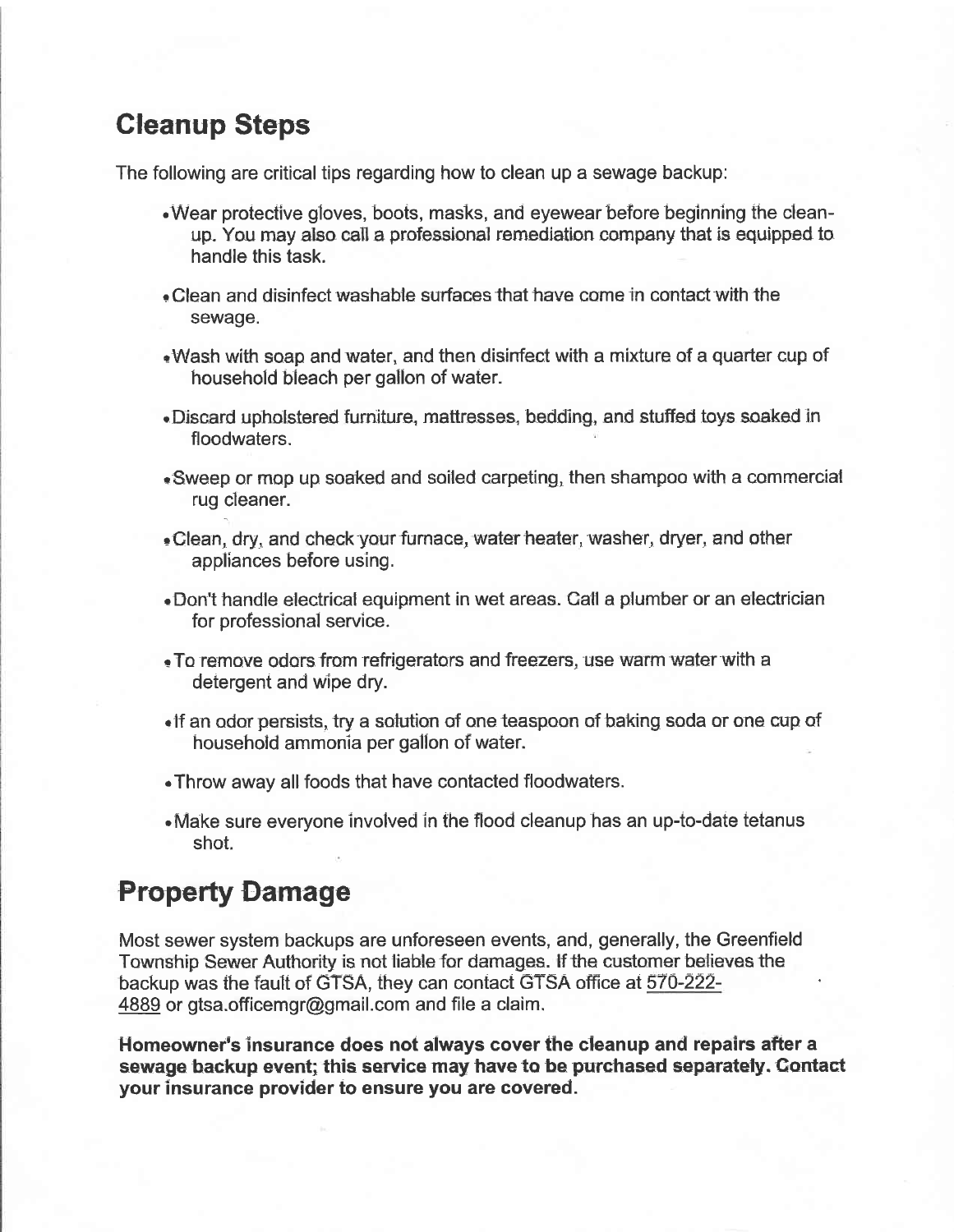## Cleanup Steps

The following are critical tips regarding how to clean up a sewage backup:

- Wear protective gloves, boots, masks, and eyewear before beginning the clean-up. You may also call a professional remediation company that is equipped to handle this task.
- Clean and disinfect washable surfaces that have come in contact with the sewage.
- Wash with soap and water, and then disinfect with a mixture of a quarter cup of household bleach per gallon of water.
- Discard upholstered furniture, mattresses, bedding, and stuffed toys soaked in floodwaters.
- Sweep or mop up soaked and soiled carpeting, then shampoo with a commercial rug cleaner.
- Clean, dry, and check your furnace, water heater, washer, dryer, and other appliances before using.
- Don't handle electrical equipment in wet areas. Call a plumber or an electrician for professional service.
- To remove odors from refrigerators and freezers, use warm water with a detergent and wipe dry.
- If an odor persists, try a solution of one teaspoon of baking soda or one cup of household ammonia per gallon of water.
- Throw away all foods that have contacted floodwaters.
- Make sure everyone involved in the flood cleanup has an up-to-date tetanus shot.

## Property Damage

Most sewer system backups are unforeseen events, and, generally, the Greenfield Township Sewer Authority is not liable for damages. If the customer believes the backup was the fault of GTSA, they can contact GTSA office at 570-222-4889 or gtsa.officemgr@gmail.com and file a claim.

**Homeowner's insurance does not always cover the cleanup and repairs after a sewage backup event; this service may have to be purchased separately. Contact your insurance provider to ensure you are covered.**